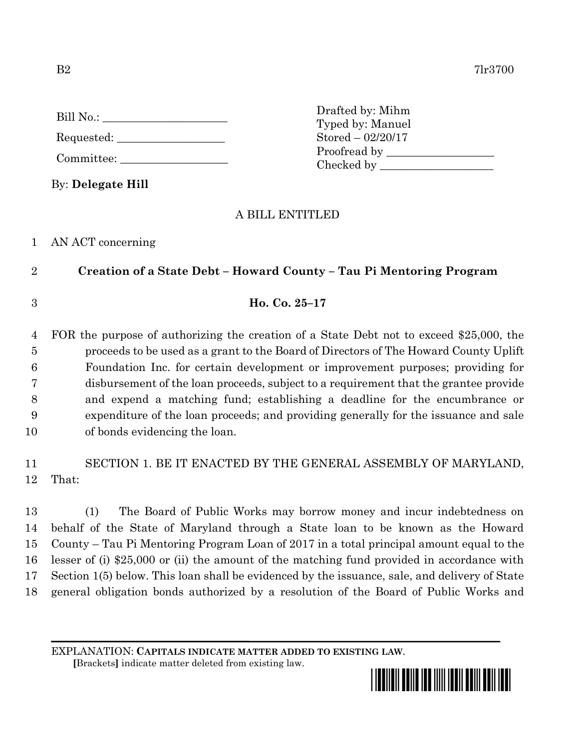B2 7lr3700

Bill No.: ____________________

Requested: ________________

Committee: ________________

Drafted by: Mihm
Typed by: Manuel
Stored – 02/20/17
Proofread by ________________
Checked by ________________

By: **Delegate Hill**

A BILL ENTITLED

1 AN ACT concerning

2 **Creation of a State Debt – Howard County – Tau Pi Mentoring Program**

3 **Ho. Co. 25–17**

4 FOR the purpose of authorizing the creation of a State Debt not to exceed $25,000, the
5 proceeds to be used as a grant to the Board of Directors of The Howard County Uplift
6 Foundation Inc. for certain development or improvement purposes; providing for
7 disbursement of the loan proceeds, subject to a requirement that the grantee provide
8 and expend a matching fund; establishing a deadline for the encumbrance or
9 expenditure of the loan proceeds; and providing generally for the issuance and sale
10 of bonds evidencing the loan.

11 SECTION 1. BE IT ENACTED BY THE GENERAL ASSEMBLY OF MARYLAND,
12 That:

13 (1) The Board of Public Works may borrow money and incur indebtedness on
14 behalf of the State of Maryland through a State loan to be known as the Howard
15 County – Tau Pi Mentoring Program Loan of 2017 in a total principal amount equal to the
16 lesser of (i) $25,000 or (ii) the amount of the matching fund provided in accordance with
17 Section 1(5) below. This loan shall be evidenced by the issuance, sale, and delivery of State
18 general obligation bonds authorized by a resolution of the Board of Public Works and

EXPLANATION: **CAPITALS INDICATE MATTER ADDED TO EXISTING LAW.**
**[**Brackets**]** indicate matter deleted from existing law.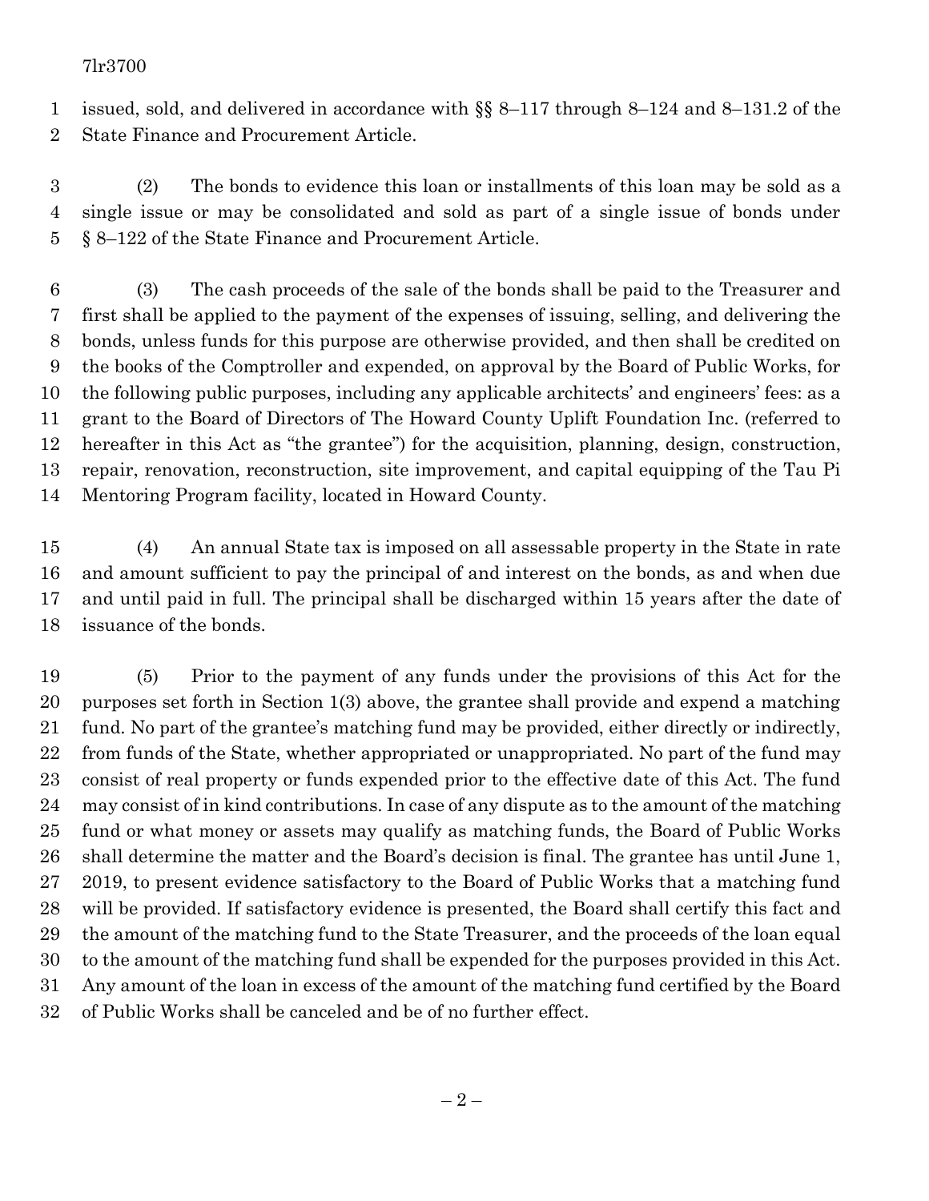issued, sold, and delivered in accordance with §§ 8–117 through 8–124 and 8–131.2 of the State Finance and Procurement Article.

(2) The bonds to evidence this loan or installments of this loan may be sold as a single issue or may be consolidated and sold as part of a single issue of bonds under § 8–122 of the State Finance and Procurement Article.

(3) The cash proceeds of the sale of the bonds shall be paid to the Treasurer and first shall be applied to the payment of the expenses of issuing, selling, and delivering the bonds, unless funds for this purpose are otherwise provided, and then shall be credited on the books of the Comptroller and expended, on approval by the Board of Public Works, for the following public purposes, including any applicable architects' and engineers' fees: as a grant to the Board of Directors of The Howard County Uplift Foundation Inc. (referred to hereafter in this Act as "the grantee") for the acquisition, planning, design, construction, repair, renovation, reconstruction, site improvement, and capital equipping of the Tau Pi Mentoring Program facility, located in Howard County.

(4) An annual State tax is imposed on all assessable property in the State in rate and amount sufficient to pay the principal of and interest on the bonds, as and when due and until paid in full. The principal shall be discharged within 15 years after the date of issuance of the bonds.

(5) Prior to the payment of any funds under the provisions of this Act for the purposes set forth in Section 1(3) above, the grantee shall provide and expend a matching fund. No part of the grantee's matching fund may be provided, either directly or indirectly, from funds of the State, whether appropriated or unappropriated. No part of the fund may consist of real property or funds expended prior to the effective date of this Act. The fund may consist of in kind contributions. In case of any dispute as to the amount of the matching fund or what money or assets may qualify as matching funds, the Board of Public Works shall determine the matter and the Board's decision is final. The grantee has until June 1, 2019, to present evidence satisfactory to the Board of Public Works that a matching fund will be provided. If satisfactory evidence is presented, the Board shall certify this fact and the amount of the matching fund to the State Treasurer, and the proceeds of the loan equal to the amount of the matching fund shall be expended for the purposes provided in this Act. Any amount of the loan in excess of the amount of the matching fund certified by the Board of Public Works shall be canceled and be of no further effect.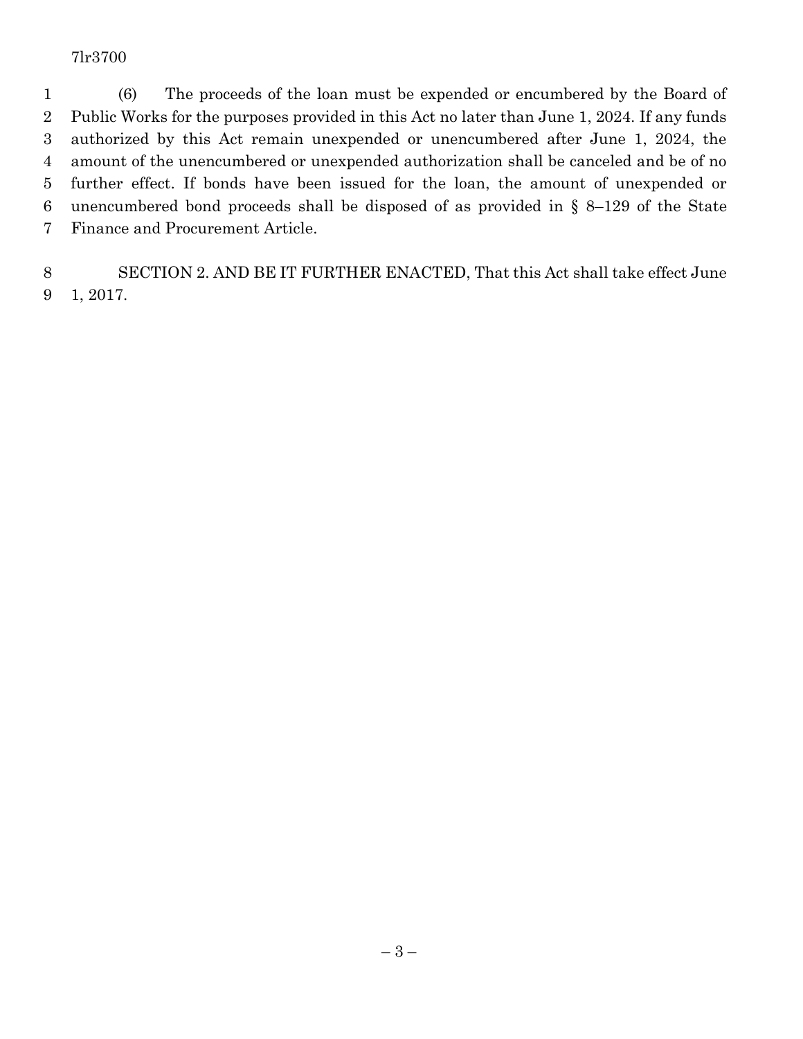(6) The proceeds of the loan must be expended or encumbered by the Board of Public Works for the purposes provided in this Act no later than June 1, 2024. If any funds authorized by this Act remain unexpended or unencumbered after June 1, 2024, the amount of the unencumbered or unexpended authorization shall be canceled and be of no further effect. If bonds have been issued for the loan, the amount of unexpended or unencumbered bond proceeds shall be disposed of as provided in § 8–129 of the State Finance and Procurement Article.

SECTION 2. AND BE IT FURTHER ENACTED, That this Act shall take effect June 1, 2017.